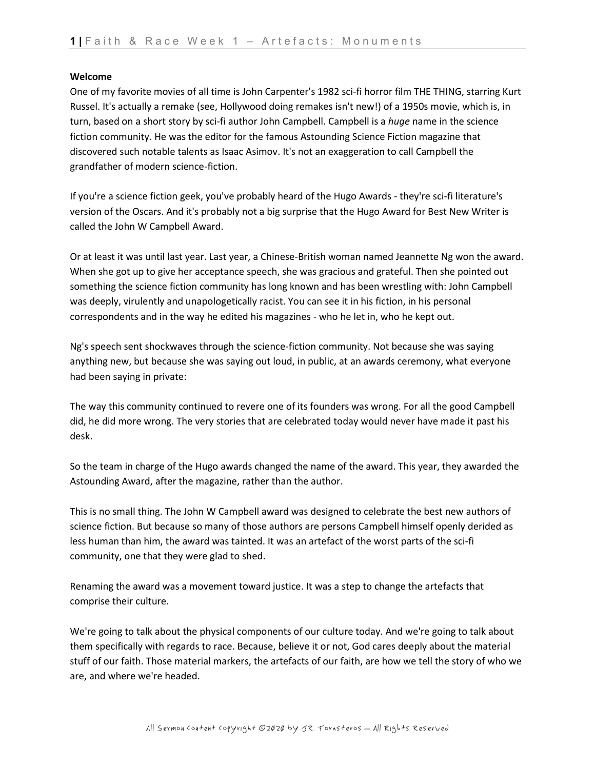**Welcome**

One of my favorite movies of all time is John Carpenter's 1982 sci-fi horror film THE THING, starring Kurt Russel. It's actually a remake (see, Hollywood doing remakes isn't new!) of a 1950s movie, which is, in turn, based on a short story by sci-fi author John Campbell. Campbell is a *huge* name in the science fiction community. He was the editor for the famous Astounding Science Fiction magazine that discovered such notable talents as Isaac Asimov. It's not an exaggeration to call Campbell the grandfather of modern science-fiction.

If you're a science fiction geek, you've probably heard of the Hugo Awards - they're sci-fi literature's version of the Oscars. And it's probably not a big surprise that the Hugo Award for Best New Writer is called the John W Campbell Award.

Or at least it was until last year. Last year, a Chinese-British woman named Jeannette Ng won the award. When she got up to give her acceptance speech, she was gracious and grateful. Then she pointed out something the science fiction community has long known and has been wrestling with: John Campbell was deeply, virulently and unapologetically racist. You can see it in his fiction, in his personal correspondents and in the way he edited his magazines - who he let in, who he kept out.

Ng's speech sent shockwaves through the science-fiction community. Not because she was saying anything new, but because she was saying out loud, in public, at an awards ceremony, what everyone had been saying in private:

The way this community continued to revere one of its founders was wrong. For all the good Campbell did, he did more wrong. The very stories that are celebrated today would never have made it past his desk.

So the team in charge of the Hugo awards changed the name of the award. This year, they awarded the Astounding Award, after the magazine, rather than the author.

This is no small thing. The John W Campbell award was designed to celebrate the best new authors of science fiction. But because so many of those authors are persons Campbell himself openly derided as less human than him, the award was tainted. It was an artefact of the worst parts of the sci-fi community, one that they were glad to shed.

Renaming the award was a movement toward justice. It was a step to change the artefacts that comprise their culture.

We're going to talk about the physical components of our culture today. And we're going to talk about them specifically with regards to race. Because, believe it or not, God cares deeply about the material stuff of our faith. Those material markers, the artefacts of our faith, are how we tell the story of who we are, and where we're headed.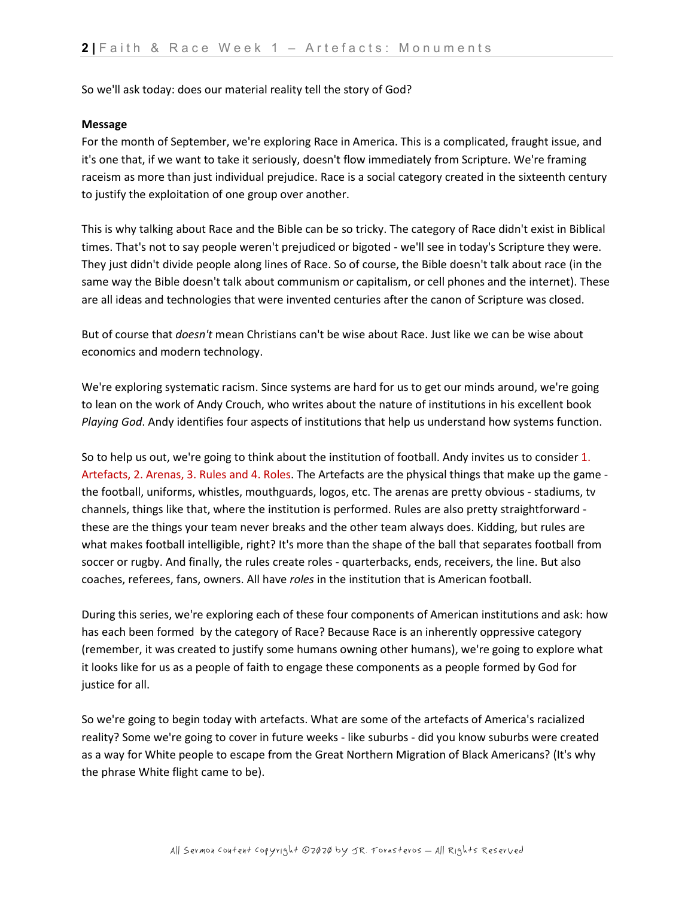So we'll ask today: does our material reality tell the story of God?

**Message**

For the month of September, we're exploring Race in America. This is a complicated, fraught issue, and it's one that, if we want to take it seriously, doesn't flow immediately from Scripture. We're framing raceism as more than just individual prejudice. Race is a social category created in the sixteenth century to justify the exploitation of one group over another.

This is why talking about Race and the Bible can be so tricky. The category of Race didn't exist in Biblical times. That's not to say people weren't prejudiced or bigoted - we'll see in today's Scripture they were. They just didn't divide people along lines of Race. So of course, the Bible doesn't talk about race (in the same way the Bible doesn't talk about communism or capitalism, or cell phones and the internet). These are all ideas and technologies that were invented centuries after the canon of Scripture was closed.

But of course that *doesn't* mean Christians can't be wise about Race. Just like we can be wise about economics and modern technology.

We're exploring systematic racism. Since systems are hard for us to get our minds around, we're going to lean on the work of Andy Crouch, who writes about the nature of institutions in his excellent book *Playing God*. Andy identifies four aspects of institutions that help us understand how systems function.

So to help us out, we're going to think about the institution of football. Andy invites us to consider 1. Artefacts, 2. Arenas, 3. Rules and 4. Roles. The Artefacts are the physical things that make up the game - the football, uniforms, whistles, mouthguards, logos, etc. The arenas are pretty obvious - stadiums, tv channels, things like that, where the institution is performed. Rules are also pretty straightforward - these are the things your team never breaks and the other team always does. Kidding, but rules are what makes football intelligible, right? It's more than the shape of the ball that separates football from soccer or rugby. And finally, the rules create roles - quarterbacks, ends, receivers, the line. But also coaches, referees, fans, owners. All have *roles* in the institution that is American football.

During this series, we're exploring each of these four components of American institutions and ask: how has each been formed by the category of Race? Because Race is an inherently oppressive category (remember, it was created to justify some humans owning other humans), we're going to explore what it looks like for us as a people of faith to engage these components as a people formed by God for justice for all.

So we're going to begin today with artefacts. What are some of the artefacts of America's racialized reality? Some we're going to cover in future weeks - like suburbs - did you know suburbs were created as a way for White people to escape from the Great Northern Migration of Black Americans? (It's why the phrase White flight came to be).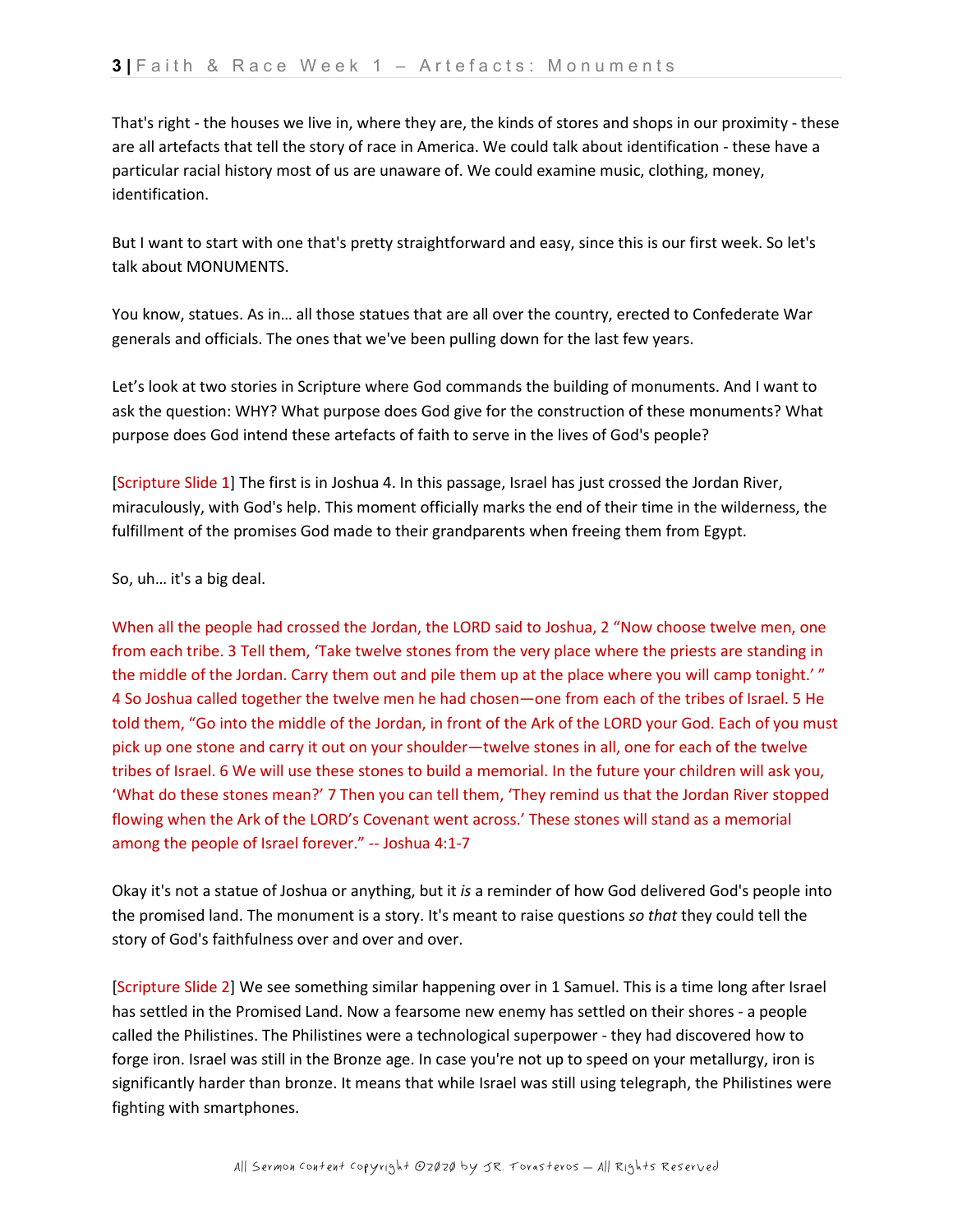That's right - the houses we live in, where they are, the kinds of stores and shops in our proximity - these are all artefacts that tell the story of race in America. We could talk about identification - these have a particular racial history most of us are unaware of. We could examine music, clothing, money, identification.

But I want to start with one that's pretty straightforward and easy, since this is our first week. So let's talk about MONUMENTS.

You know, statues. As in… all those statues that are all over the country, erected to Confederate War generals and officials. The ones that we've been pulling down for the last few years.

Let's look at two stories in Scripture where God commands the building of monuments. And I want to ask the question: WHY? What purpose does God give for the construction of these monuments? What purpose does God intend these artefacts of faith to serve in the lives of God's people?

[Scripture Slide 1] The first is in Joshua 4. In this passage, Israel has just crossed the Jordan River, miraculously, with God's help. This moment officially marks the end of their time in the wilderness, the fulfillment of the promises God made to their grandparents when freeing them from Egypt.

So, uh… it's a big deal.

When all the people had crossed the Jordan, the LORD said to Joshua, 2 "Now choose twelve men, one from each tribe. 3 Tell them, 'Take twelve stones from the very place where the priests are standing in the middle of the Jordan. Carry them out and pile them up at the place where you will camp tonight.' " 4 So Joshua called together the twelve men he had chosen—one from each of the tribes of Israel. 5 He told them, "Go into the middle of the Jordan, in front of the Ark of the LORD your God. Each of you must pick up one stone and carry it out on your shoulder—twelve stones in all, one for each of the twelve tribes of Israel. 6 We will use these stones to build a memorial. In the future your children will ask you, 'What do these stones mean?' 7 Then you can tell them, 'They remind us that the Jordan River stopped flowing when the Ark of the LORD's Covenant went across.' These stones will stand as a memorial among the people of Israel forever." -- Joshua 4:1-7

Okay it's not a statue of Joshua or anything, but it *is* a reminder of how God delivered God's people into the promised land. The monument is a story. It's meant to raise questions *so that* they could tell the story of God's faithfulness over and over and over.

[Scripture Slide 2] We see something similar happening over in 1 Samuel. This is a time long after Israel has settled in the Promised Land. Now a fearsome new enemy has settled on their shores - a people called the Philistines. The Philistines were a technological superpower - they had discovered how to forge iron. Israel was still in the Bronze age. In case you're not up to speed on your metallurgy, iron is significantly harder than bronze. It means that while Israel was still using telegraph, the Philistines were fighting with smartphones.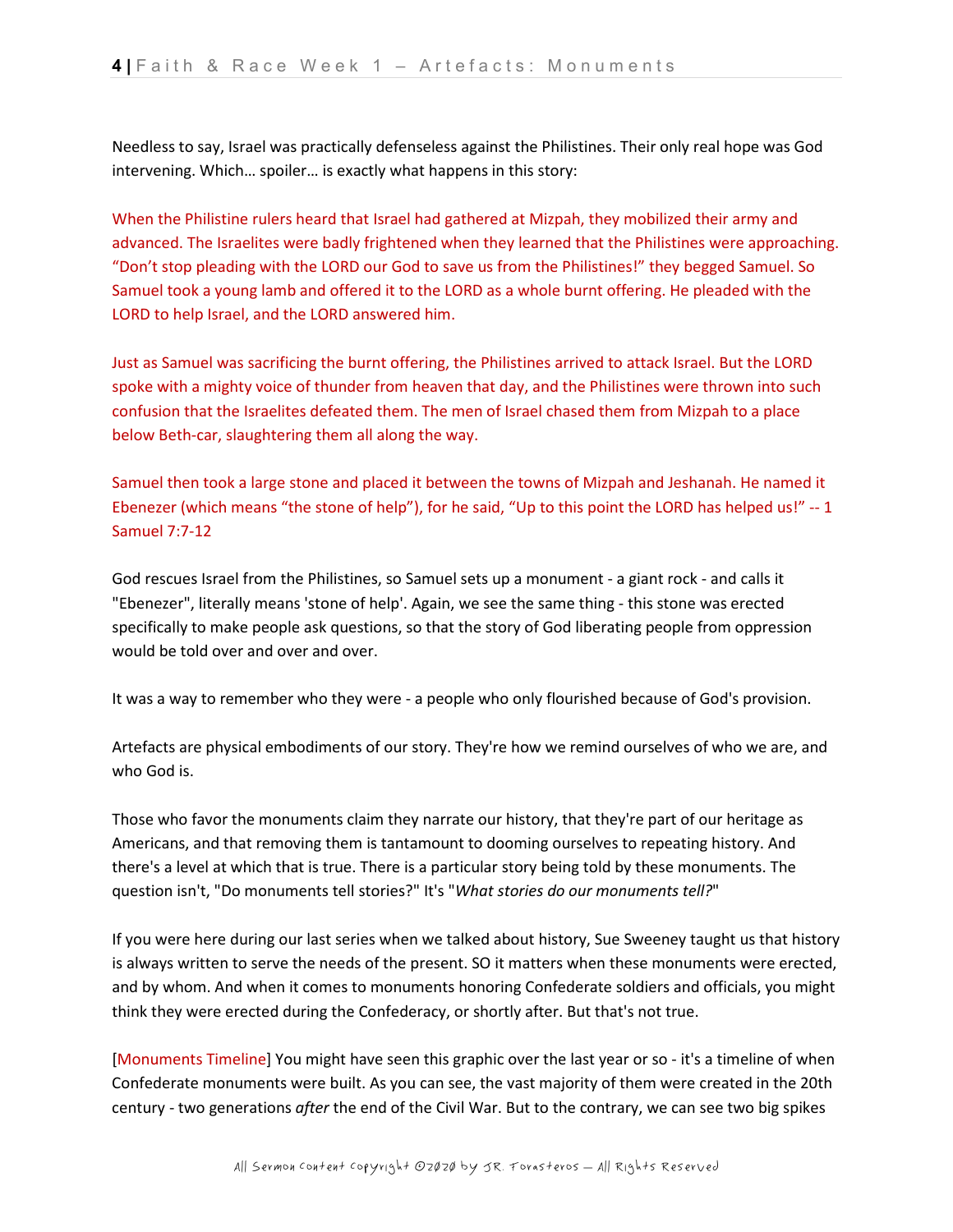Needless to say, Israel was practically defenseless against the Philistines. Their only real hope was God intervening. Which… spoiler… is exactly what happens in this story:

When the Philistine rulers heard that Israel had gathered at Mizpah, they mobilized their army and advanced. The Israelites were badly frightened when they learned that the Philistines were approaching. "Don't stop pleading with the LORD our God to save us from the Philistines!" they begged Samuel. So Samuel took a young lamb and offered it to the LORD as a whole burnt offering. He pleaded with the LORD to help Israel, and the LORD answered him.

Just as Samuel was sacrificing the burnt offering, the Philistines arrived to attack Israel. But the LORD spoke with a mighty voice of thunder from heaven that day, and the Philistines were thrown into such confusion that the Israelites defeated them. The men of Israel chased them from Mizpah to a place below Beth-car, slaughtering them all along the way.

Samuel then took a large stone and placed it between the towns of Mizpah and Jeshanah. He named it Ebenezer (which means "the stone of help"), for he said, "Up to this point the LORD has helped us!" -- 1 Samuel 7:7-12

God rescues Israel from the Philistines, so Samuel sets up a monument - a giant rock - and calls it "Ebenezer", literally means 'stone of help'. Again, we see the same thing - this stone was erected specifically to make people ask questions, so that the story of God liberating people from oppression would be told over and over and over.

It was a way to remember who they were - a people who only flourished because of God's provision.

Artefacts are physical embodiments of our story. They're how we remind ourselves of who we are, and who God is.

Those who favor the monuments claim they narrate our history, that they're part of our heritage as Americans, and that removing them is tantamount to dooming ourselves to repeating history. And there's a level at which that is true. There is a particular story being told by these monuments. The question isn't, "Do monuments tell stories?" It's "*What stories do our monuments tell?*"

If you were here during our last series when we talked about history, Sue Sweeney taught us that history is always written to serve the needs of the present. SO it matters when these monuments were erected, and by whom. And when it comes to monuments honoring Confederate soldiers and officials, you might think they were erected during the Confederacy, or shortly after. But that's not true.

[Monuments Timeline] You might have seen this graphic over the last year or so - it's a timeline of when Confederate monuments were built. As you can see, the vast majority of them were created in the 20th century - two generations *after* the end of the Civil War. But to the contrary, we can see two big spikes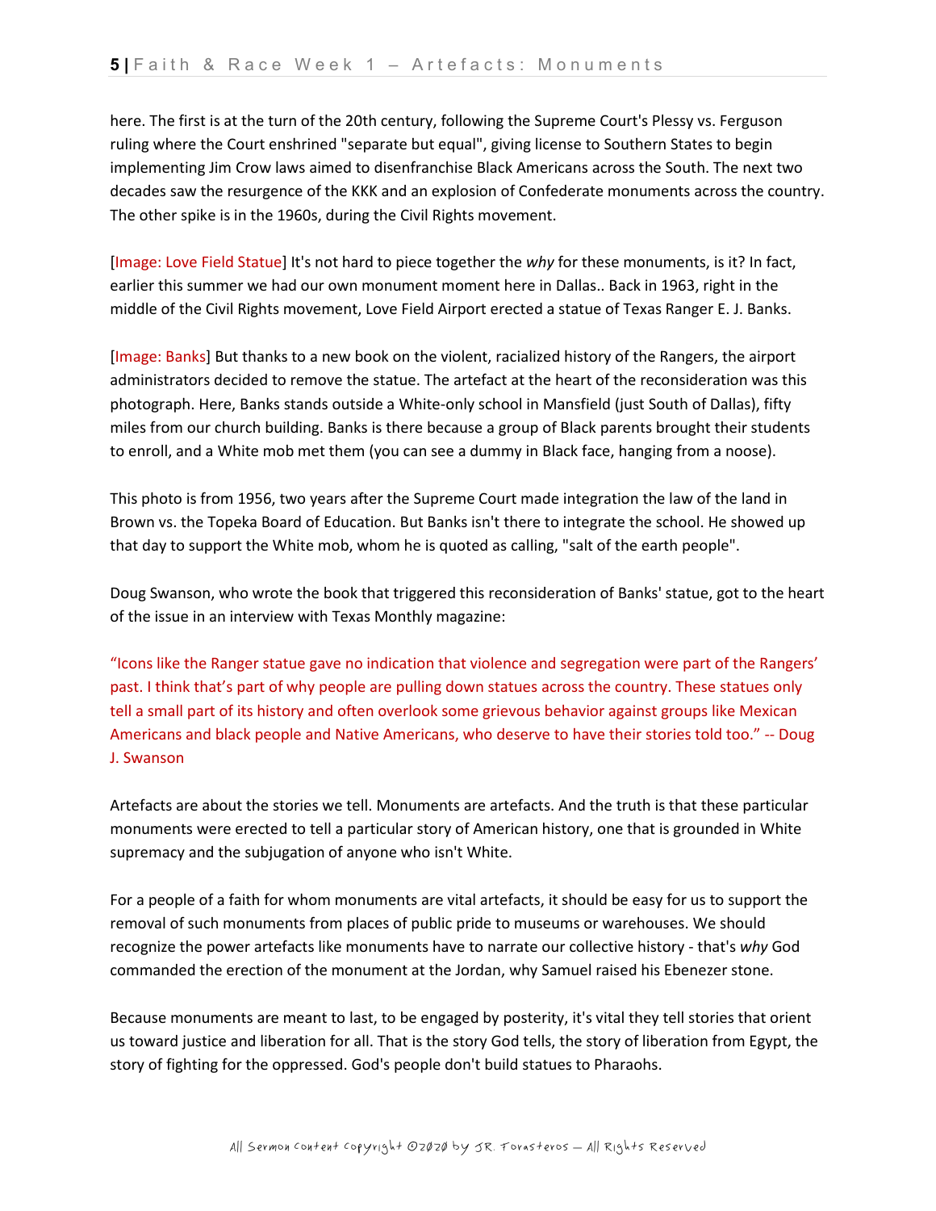here. The first is at the turn of the 20th century, following the Supreme Court's Plessy vs. Ferguson ruling where the Court enshrined "separate but equal", giving license to Southern States to begin implementing Jim Crow laws aimed to disenfranchise Black Americans across the South. The next two decades saw the resurgence of the KKK and an explosion of Confederate monuments across the country. The other spike is in the 1960s, during the Civil Rights movement.

[Image: Love Field Statue] It's not hard to piece together the *why* for these monuments, is it? In fact, earlier this summer we had our own monument moment here in Dallas.. Back in 1963, right in the middle of the Civil Rights movement, Love Field Airport erected a statue of Texas Ranger E. J. Banks.

[Image: Banks] But thanks to a new book on the violent, racialized history of the Rangers, the airport administrators decided to remove the statue. The artefact at the heart of the reconsideration was this photograph. Here, Banks stands outside a White-only school in Mansfield (just South of Dallas), fifty miles from our church building. Banks is there because a group of Black parents brought their students to enroll, and a White mob met them (you can see a dummy in Black face, hanging from a noose).

This photo is from 1956, two years after the Supreme Court made integration the law of the land in Brown vs. the Topeka Board of Education. But Banks isn't there to integrate the school. He showed up that day to support the White mob, whom he is quoted as calling, "salt of the earth people".

Doug Swanson, who wrote the book that triggered this reconsideration of Banks' statue, got to the heart of the issue in an interview with Texas Monthly magazine:

"Icons like the Ranger statue gave no indication that violence and segregation were part of the Rangers' past. I think that's part of why people are pulling down statues across the country. These statues only tell a small part of its history and often overlook some grievous behavior against groups like Mexican Americans and black people and Native Americans, who deserve to have their stories told too." -- Doug J. Swanson

Artefacts are about the stories we tell. Monuments are artefacts. And the truth is that these particular monuments were erected to tell a particular story of American history, one that is grounded in White supremacy and the subjugation of anyone who isn't White.

For a people of a faith for whom monuments are vital artefacts, it should be easy for us to support the removal of such monuments from places of public pride to museums or warehouses. We should recognize the power artefacts like monuments have to narrate our collective history - that's *why* God commanded the erection of the monument at the Jordan, why Samuel raised his Ebenezer stone.

Because monuments are meant to last, to be engaged by posterity, it's vital they tell stories that orient us toward justice and liberation for all. That is the story God tells, the story of liberation from Egypt, the story of fighting for the oppressed. God's people don't build statues to Pharaohs.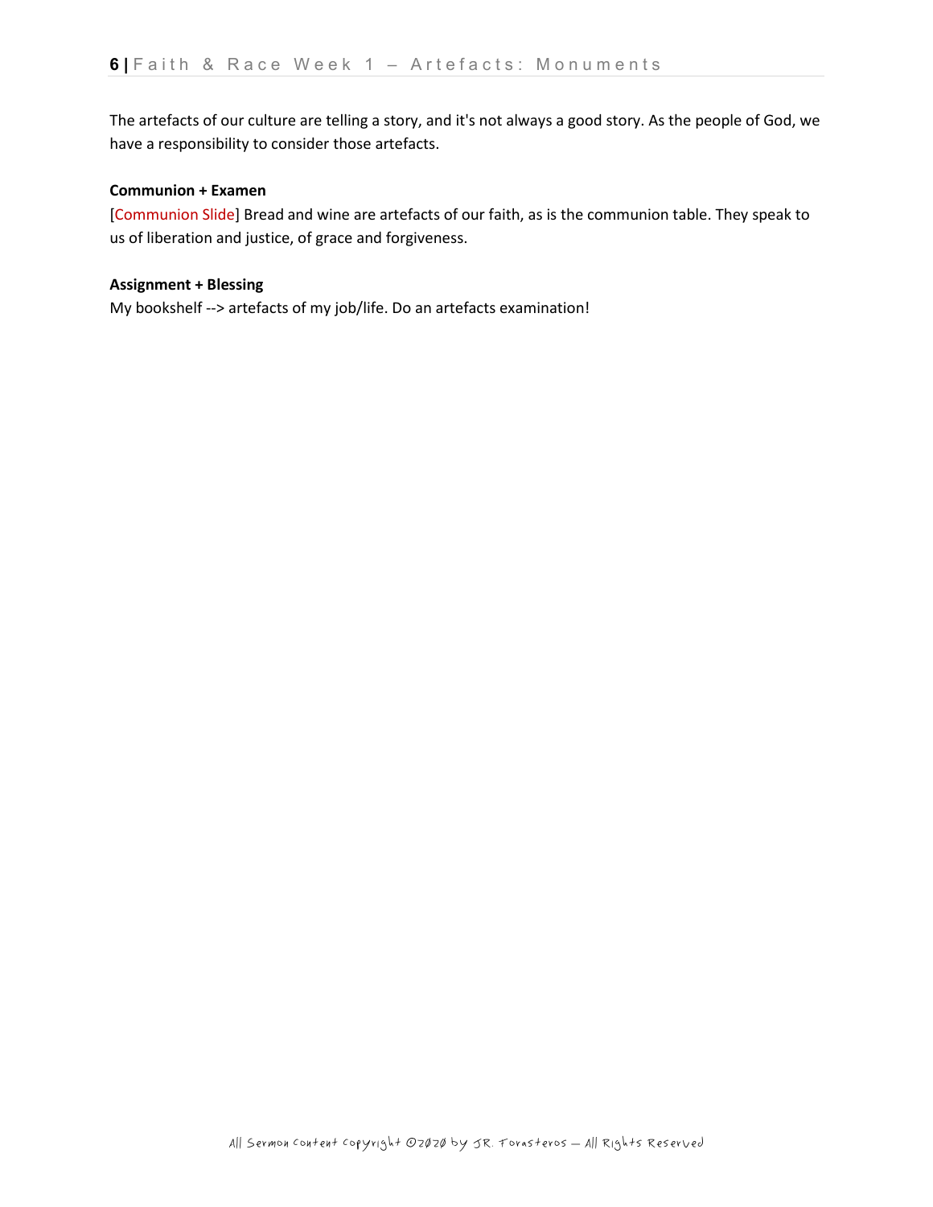The artefacts of our culture are telling a story, and it's not always a good story. As the people of God, we have a responsibility to consider those artefacts.

**Communion + Examen**

[Communion Slide] Bread and wine are artefacts of our faith, as is the communion table. They speak to us of liberation and justice, of grace and forgiveness.

**Assignment + Blessing**

My bookshelf --> artefacts of my job/life. Do an artefacts examination!